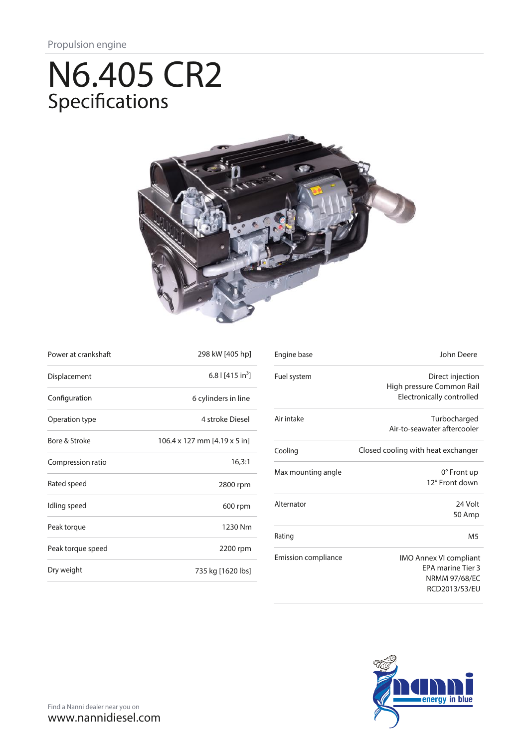Propulsion engine

# N6.405 CR2

## Specifications

| | |
|---|---|
| Power at crankshaft | 298 kW [405 hp] |
| Displacement | 6.8 l [415 in$^3$] |
| Configuration | 6 cylinders in line |
| Operation type | 4 stroke Diesel |
| Bore & Stroke | 106.4 x 127 mm [4.19 x 5 in] |
| Compression ratio | 16,3:1 |
| Rated speed | 2800 rpm |
| Idling speed | 600 rpm |
| Peak torque | 1230 Nm |
| Peak torque speed | 2200 rpm |
| Dry weight | 735 kg [1620 lbs] |

| | |
|---|---|
| Engine base | John Deere |
| Fuel system | Direct injection<br>High pressure Common Rail<br>Electronically controlled |
| Air intake | Turbocharged<br>Air-to-seawater aftercooler |
| Cooling | Closed cooling with heat exchanger |
| Max mounting angle | 0° Front up<br>12° Front down |
| Alternator | 24 Volt<br>50 Amp |
| Rating | M5 |
| Emission compliance | IMO Annex VI compliant<br>EPA marine Tier 3<br>NRMM 97/68/EC<br>RCD2013/53/EU |

Find a Nanni dealer near you on
www.nannidiesel.com

nanni energy in blue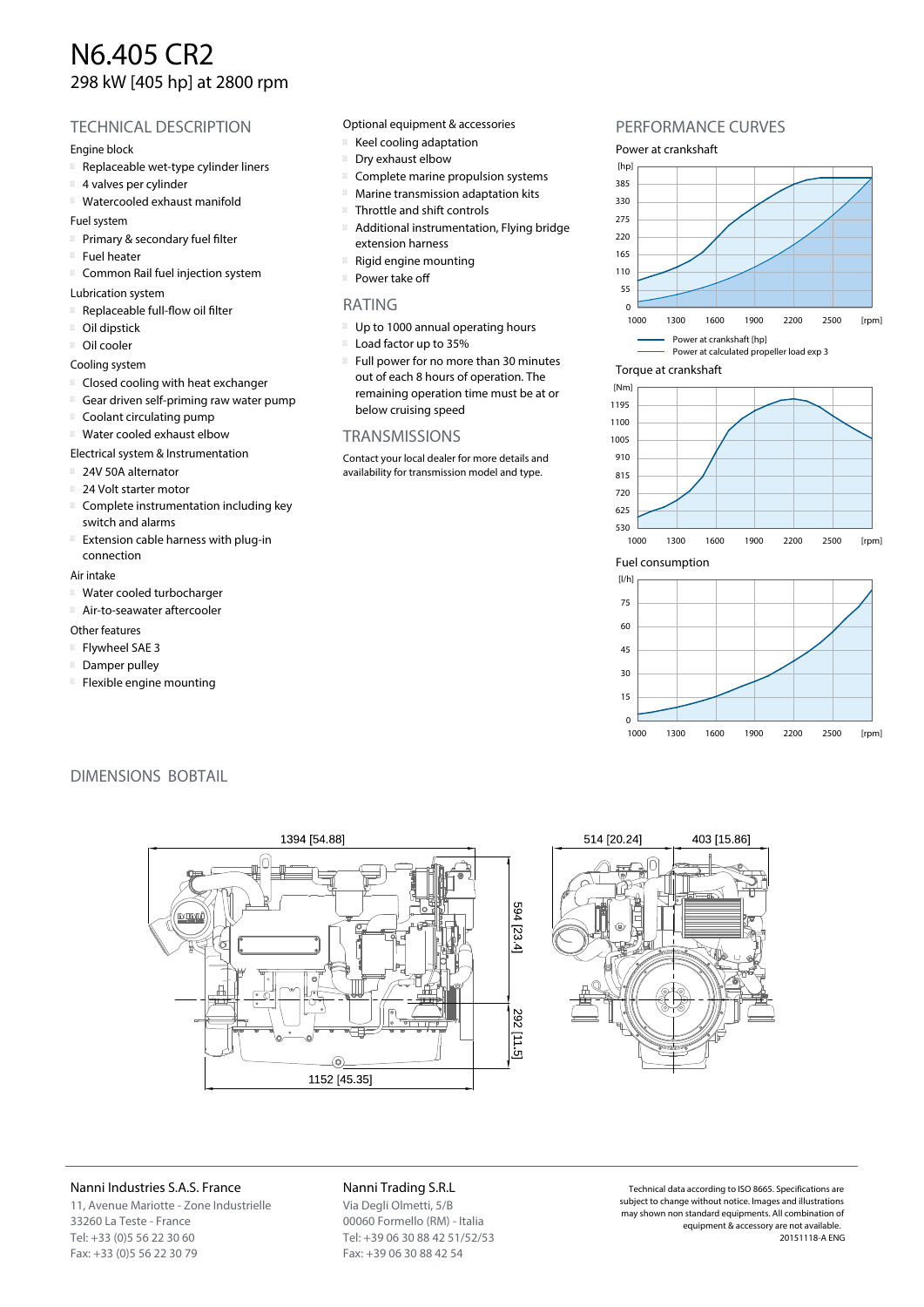# N6.405 CR2

298 kW [405 hp] at 2800 rpm

## TECHNICAL DESCRIPTION

Engine block

- Replaceable wet-type cylinder liners
- 4 valves per cylinder
- Watercooled exhaust manifold

Fuel system

- Primary & secondary fuel filter
- Fuel heater
- Common Rail fuel injection system

Lubrication system

- Replaceable full-flow oil filter
- Oil dipstick
- Oil cooler

Cooling system

- Closed cooling with heat exchanger
- Gear driven self-priming raw water pump
- Coolant circulating pump
- Water cooled exhaust elbow

Electrical system & Instrumentation

- 24V 50A alternator
- 24 Volt starter motor
- Complete instrumentation including key switch and alarms
- Extension cable harness with plug-in connection

Air intake

- Water cooled turbocharger
- Air-to-seawater aftercooler

Other features

- Flywheel SAE 3
- Damper pulley
- Flexible engine mounting

Optional equipment & accessories

- Keel cooling adaptation
- Dry exhaust elbow
- Complete marine propulsion systems
- Marine transmission adaptation kits
- Throttle and shift controls
- Additional instrumentation, Flying bridge extension harness
- Rigid engine mounting
- Power take off

## RATING

- Up to 1000 annual operating hours
- Load factor up to 35%
- Full power for no more than 30 minutes out of each 8 hours of operation. The remaining operation time must be at or below cruising speed

## TRANSMISSIONS

Contact your local dealer for more details and availability for transmission model and type.

## PERFORMANCE CURVES

Power at crankshaft

[hp]
385
330
275
220
165
110
55
0
1000 1300 1600 1900 2200 2500 [rpm]

Power at crankshaft [hp]
Power at calculated propeller load exp 3

Torque at crankshaft

[Nm]
1195
1100
1005
910
815
720
625
530
1000 1300 1600 1900 2200 2500 [rpm]

Fuel consumption

[l/h]
75
60
45
30
15
0
1000 1300 1600 1900 2200 2500 [rpm]

## DIMENSIONS BOBTAIL

1394 [54.88]
594 [23.4]
292 [11.5]
1152 [45.35]
514 [20.24]
403 [15.86]

---

**Nanni Industries S.A.S. France**
11, Avenue Mariotte - Zone Industrielle
33260 La Teste - France
Tel: +33 (0)5 56 22 30 60
Fax: +33 (0)5 56 22 30 79

**Nanni Trading S.R.L**
Via Degli Olmetti, 5/B
00060 Formello (RM) - Italia
Tel: +39 06 30 88 42 51/52/53
Fax: +39 06 30 88 42 54

Technical data according to ISO 8665. Specifications are subject to change without notice. Images and illustrations may shown non standard equipments. All combination of equipment & accessory are not available.
20151118-A ENG